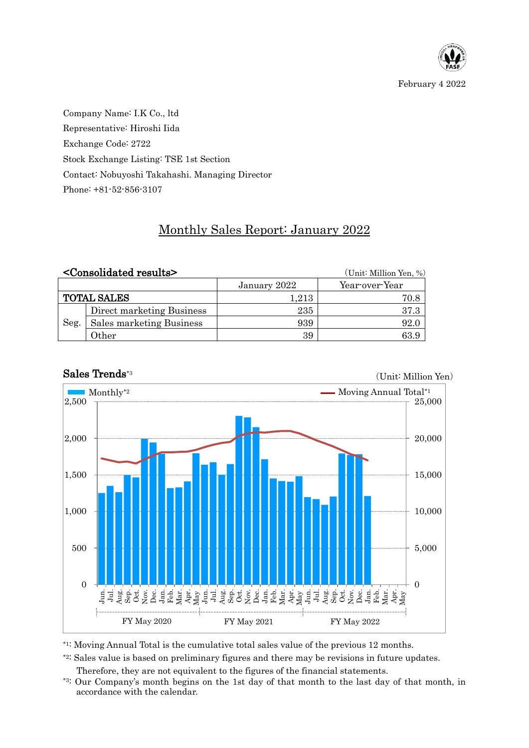February 4 2022

Company Name: I.K Co., ltd

Representative: Hiroshi Iida

Exchange Code: 2722

Stock Exchange Listing: TSE 1st Section

Contact: Nobuyoshi Takahashi. Managing Director

Phone: +81-52-856-3107

# Monthly Sales Report: January 2022

## <Consolidated results>

(Unit: Million Yen, %)

| | | January 2022 | Year-over-Year |
|---|---|---|---|
| TOTAL SALES | | 1,213 | 70.8 |
| Seg. | Direct marketing Business | 235 | 37.3 |
| | Sales marketing Business | 939 | 92.0 |
| | Other | 39 | 63.9 |

## Sales Trends[3]

(Unit: Million Yen)

Monthly[2] / Moving Annual Total[1]

FY May 2020 / FY May 2021 / FY May 2022

[1]: Moving Annual Total is the cumulative total sales value of the previous 12 months.

[2]: Sales value is based on preliminary figures and there may be revisions in future updates. Therefore, they are not equivalent to the figures of the financial statements.

[3]: Our Company's month begins on the 1st day of that month to the last day of that month, in accordance with the calendar.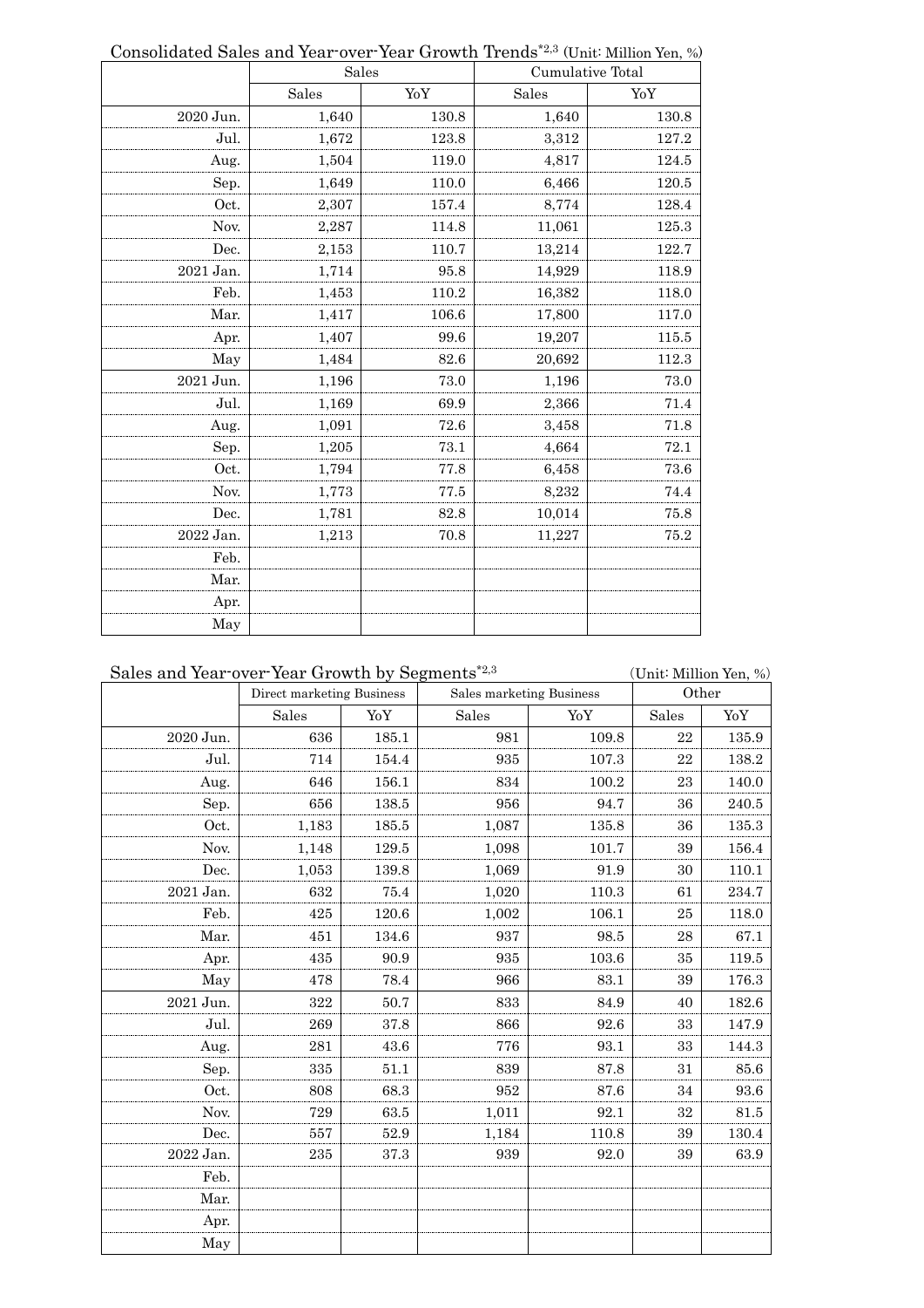Consolidated Sales and Year-over-Year Growth Trends[*2,3] (Unit: Million Yen, %)

| | Sales | | Cumulative Total | |
|---|---|---|---|---|
| | Sales | YoY | Sales | YoY |
| 2020 Jun. | 1,640 | 130.8 | 1,640 | 130.8 |
| Jul. | 1,672 | 123.8 | 3,312 | 127.2 |
| Aug. | 1,504 | 119.0 | 4,817 | 124.5 |
| Sep. | 1,649 | 110.0 | 6,466 | 120.5 |
| Oct. | 2,307 | 157.4 | 8,774 | 128.4 |
| Nov. | 2,287 | 114.8 | 11,061 | 125.3 |
| Dec. | 2,153 | 110.7 | 13,214 | 122.7 |
| 2021 Jan. | 1,714 | 95.8 | 14,929 | 118.9 |
| Feb. | 1,453 | 110.2 | 16,382 | 118.0 |
| Mar. | 1,417 | 106.6 | 17,800 | 117.0 |
| Apr. | 1,407 | 99.6 | 19,207 | 115.5 |
| May | 1,484 | 82.6 | 20,692 | 112.3 |
| 2021 Jun. | 1,196 | 73.0 | 1,196 | 73.0 |
| Jul. | 1,169 | 69.9 | 2,366 | 71.4 |
| Aug. | 1,091 | 72.6 | 3,458 | 71.8 |
| Sep. | 1,205 | 73.1 | 4,664 | 72.1 |
| Oct. | 1,794 | 77.8 | 6,458 | 73.6 |
| Nov. | 1,773 | 77.5 | 8,232 | 74.4 |
| Dec. | 1,781 | 82.8 | 10,014 | 75.8 |
| 2022 Jan. | 1,213 | 70.8 | 11,227 | 75.2 |
| Feb. | | | | |
| Mar. | | | | |
| Apr. | | | | |
| May | | | | |

Sales and Year-over-Year Growth by Segments[*2,3] (Unit: Million Yen, %)

| | Direct marketing Business | | Sales marketing Business | | Other | |
|---|---|---|---|---|---|---|
| | Sales | YoY | Sales | YoY | Sales | YoY |
| 2020 Jun. | 636 | 185.1 | 981 | 109.8 | 22 | 135.9 |
| Jul. | 714 | 154.4 | 935 | 107.3 | 22 | 138.2 |
| Aug. | 646 | 156.1 | 834 | 100.2 | 23 | 140.0 |
| Sep. | 656 | 138.5 | 956 | 94.7 | 36 | 240.5 |
| Oct. | 1,183 | 185.5 | 1,087 | 135.8 | 36 | 135.3 |
| Nov. | 1,148 | 129.5 | 1,098 | 101.7 | 39 | 156.4 |
| Dec. | 1,053 | 139.8 | 1,069 | 91.9 | 30 | 110.1 |
| 2021 Jan. | 632 | 75.4 | 1,020 | 110.3 | 61 | 234.7 |
| Feb. | 425 | 120.6 | 1,002 | 106.1 | 25 | 118.0 |
| Mar. | 451 | 134.6 | 937 | 98.5 | 28 | 67.1 |
| Apr. | 435 | 90.9 | 935 | 103.6 | 35 | 119.5 |
| May | 478 | 78.4 | 966 | 83.1 | 39 | 176.3 |
| 2021 Jun. | 322 | 50.7 | 833 | 84.9 | 40 | 182.6 |
| Jul. | 269 | 37.8 | 866 | 92.6 | 33 | 147.9 |
| Aug. | 281 | 43.6 | 776 | 93.1 | 33 | 144.3 |
| Sep. | 335 | 51.1 | 839 | 87.8 | 31 | 85.6 |
| Oct. | 808 | 68.3 | 952 | 87.6 | 34 | 93.6 |
| Nov. | 729 | 63.5 | 1,011 | 92.1 | 32 | 81.5 |
| Dec. | 557 | 52.9 | 1,184 | 110.8 | 39 | 130.4 |
| 2022 Jan. | 235 | 37.3 | 939 | 92.0 | 39 | 63.9 |
| Feb. | | | | | | |
| Mar. | | | | | | |
| Apr. | | | | | | |
| May | | | | | | |